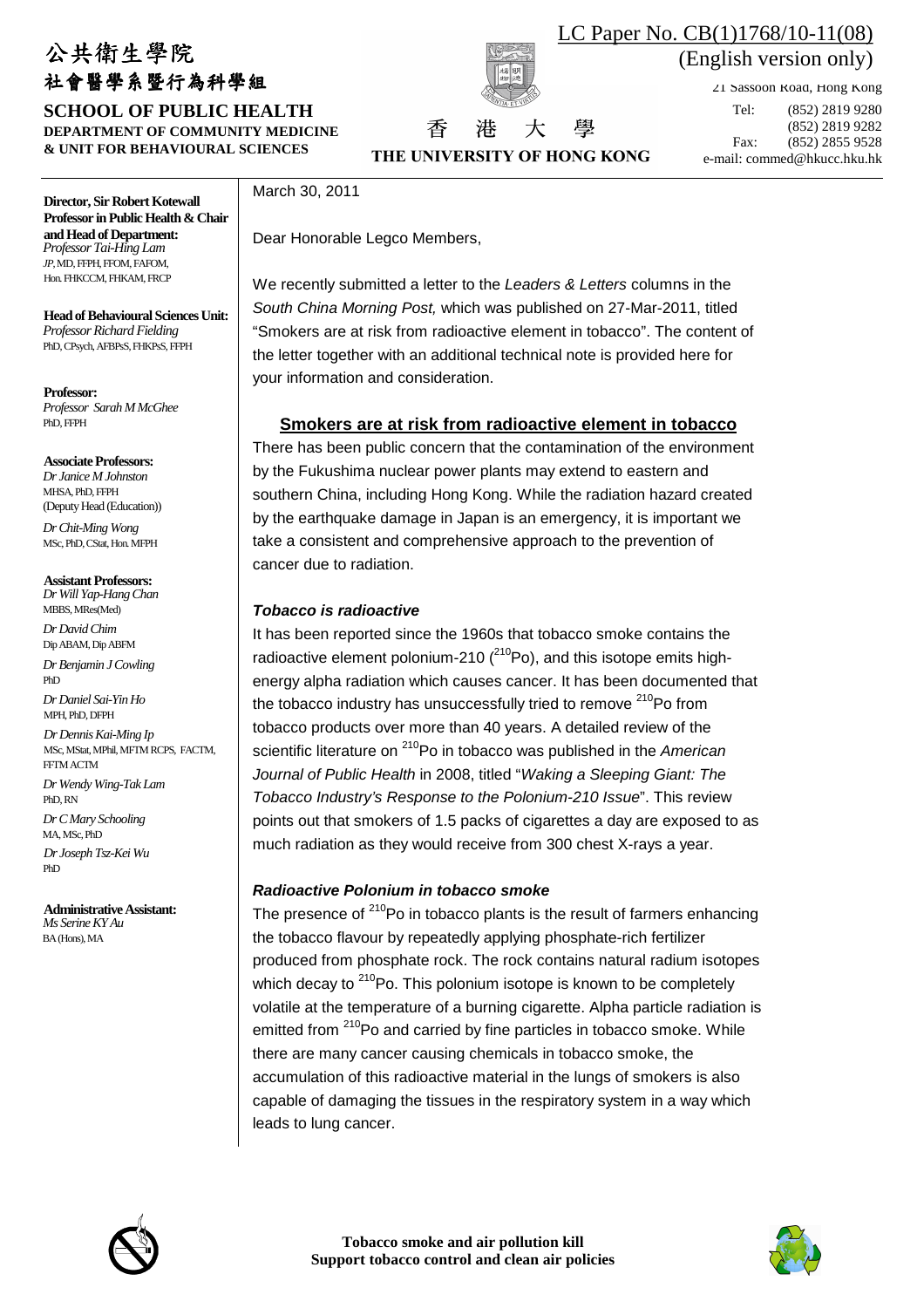LC Paper No. CB(1)1768/10-11(08)
(English version only)

公共衛生學院
社會醫學系暨行為科學組

**SCHOOL OF PUBLIC HEALTH**
**DEPARTMENT OF COMMUNITY MEDICINE & UNIT FOR BEHAVIOURAL SCIENCES**

香 港 大 學
**THE UNIVERSITY OF HONG KONG**

21 Sassoon Road, Hong Kong
Tel: (852) 2819 9280
(852) 2819 9282
Fax: (852) 2855 9528
e-mail: commed@hkucc.hku.hk

**Director, Sir Robert Kotewall Professor in Public Health & Chair and Head of Department:**
*Professor Tai-Hing Lam*
JP, MD, FFPH, FFOM, FAFOM, Hon. FHKCCM, FHKAM, FRCP

**Head of Behavioural Sciences Unit:**
*Professor Richard Fielding*
PhD, CPsych, AFBPsS, FHKPsS, FFPH

**Professor:**
*Professor Sarah M McGhee*
PhD, FFPH

**Associate Professors:**
*Dr Janice M Johnston*
MHSA, PhD, FFPH
(Deputy Head (Education))
*Dr Chit-Ming Wong*
MSc, PhD, CStat, Hon. MFPH

**Assistant Professors:**
*Dr Will Yap-Hang Chan*
MBBS, MRes(Med)
*Dr David Chim*
Dip ABAM, Dip ABFM
*Dr Benjamin J Cowling*
PhD
*Dr Daniel Sai-Yin Ho*
MPH, PhD, DFPH
*Dr Dennis Kai-Ming Ip*
MSc, MStat, MPhil, MFTM RCPS, FACTM, FFTM ACTM
*Dr Wendy Wing-Tak Lam*
PhD, RN
*Dr C Mary Schooling*
MA, MSc, PhD
*Dr Joseph Tsz-Kei Wu*
PhD

**Administrative Assistant:**
*Ms Serine KY Au*
BA (Hons), MA

March 30, 2011

Dear Honorable Legco Members,

We recently submitted a letter to the *Leaders & Letters* columns in the *South China Morning Post,* which was published on 27-Mar-2011, titled "Smokers are at risk from radioactive element in tobacco". The content of the letter together with an additional technical note is provided here for your information and consideration.

## Smokers are at risk from radioactive element in tobacco

There has been public concern that the contamination of the environment by the Fukushima nuclear power plants may extend to eastern and southern China, including Hong Kong. While the radiation hazard created by the earthquake damage in Japan is an emergency, it is important we take a consistent and comprehensive approach to the prevention of cancer due to radiation.

### *Tobacco is radioactive*

It has been reported since the 1960s that tobacco smoke contains the radioactive element polonium-210 ($^{210}$Po), and this isotope emits high-energy alpha radiation which causes cancer. It has been documented that the tobacco industry has unsuccessfully tried to remove $^{210}$Po from tobacco products over more than 40 years. A detailed review of the scientific literature on $^{210}$Po in tobacco was published in the *American Journal of Public Health* in 2008, titled "*Waking a Sleeping Giant: The Tobacco Industry's Response to the Polonium-210 Issue*". This review points out that smokers of 1.5 packs of cigarettes a day are exposed to as much radiation as they would receive from 300 chest X-rays a year.

### *Radioactive Polonium in tobacco smoke*

The presence of $^{210}$Po in tobacco plants is the result of farmers enhancing the tobacco flavour by repeatedly applying phosphate-rich fertilizer produced from phosphate rock. The rock contains natural radium isotopes which decay to $^{210}$Po. This polonium isotope is known to be completely volatile at the temperature of a burning cigarette. Alpha particle radiation is emitted from $^{210}$Po and carried by fine particles in tobacco smoke. While there are many cancer causing chemicals in tobacco smoke, the accumulation of this radioactive material in the lungs of smokers is also capable of damaging the tissues in the respiratory system in a way which leads to lung cancer.

**Tobacco smoke and air pollution kill**
**Support tobacco control and clean air policies**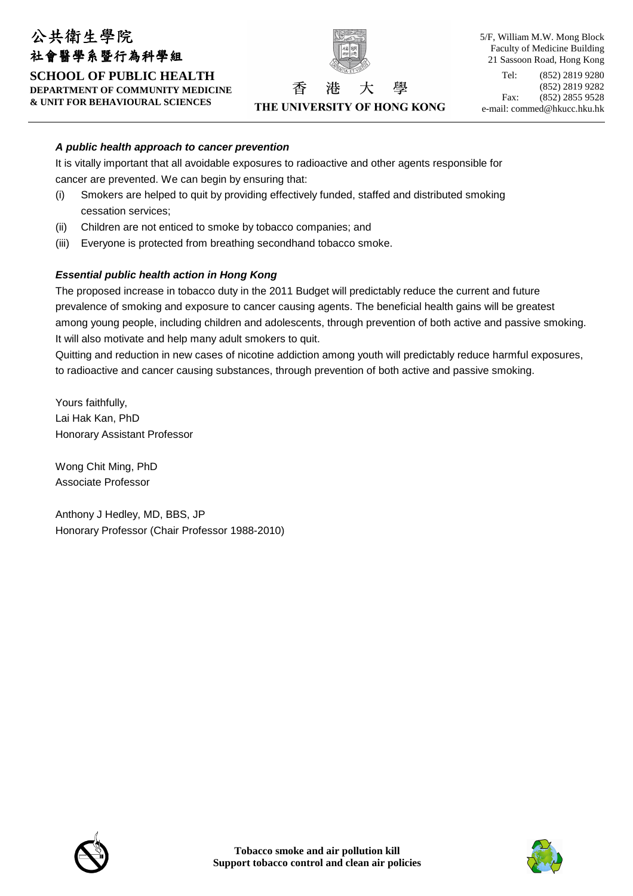### *A public health approach to cancer prevention*

It is vitally important that all avoidable exposures to radioactive and other agents responsible for cancer are prevented. We can begin by ensuring that:

(i) Smokers are helped to quit by providing effectively funded, staffed and distributed smoking cessation services;

(ii) Children are not enticed to smoke by tobacco companies; and

(iii) Everyone is protected from breathing secondhand tobacco smoke.

### *Essential public health action in Hong Kong*

The proposed increase in tobacco duty in the 2011 Budget will predictably reduce the current and future prevalence of smoking and exposure to cancer causing agents. The beneficial health gains will be greatest among young people, including children and adolescents, through prevention of both active and passive smoking. It will also motivate and help many adult smokers to quit.

Quitting and reduction in new cases of nicotine addiction among youth will predictably reduce harmful exposures, to radioactive and cancer causing substances, through prevention of both active and passive smoking.

Yours faithfully,
Lai Hak Kan, PhD
Honorary Assistant Professor

Wong Chit Ming, PhD
Associate Professor

Anthony J Hedley, MD, BBS, JP
Honorary Professor (Chair Professor 1988-2010)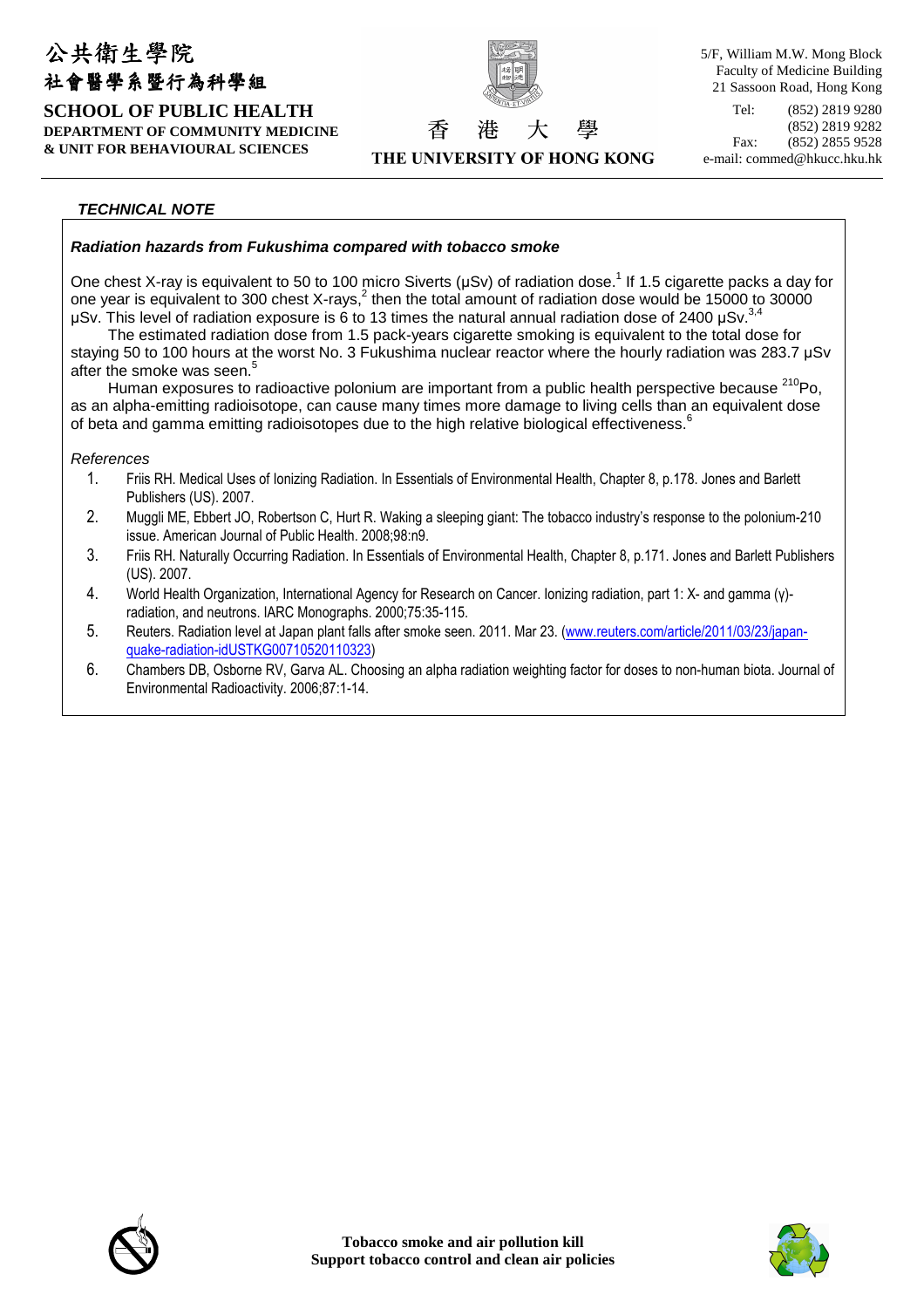公共衛生學院

社會醫學系暨行為科學組

**SCHOOL OF PUBLIC HEALTH**
**DEPARTMENT OF COMMUNITY MEDICINE & UNIT FOR BEHAVIOURAL SCIENCES**

香 港 大 學
**THE UNIVERSITY OF HONG KONG**

5/F, William M.W. Mong Block
Faculty of Medicine Building
21 Sassoon Road, Hong Kong
Tel: (852) 2819 9280
(852) 2819 9282
Fax: (852) 2855 9528
e-mail: commed@hkucc.hku.hk

***TECHNICAL NOTE***

***Radiation hazards from Fukushima compared with tobacco smoke***

One chest X-ray is equivalent to 50 to 100 micro Siverts (μSv) of radiation dose.[1] If 1.5 cigarette packs a day for one year is equivalent to 300 chest X-rays,[2] then the total amount of radiation dose would be 15000 to 30000 μSv. This level of radiation exposure is 6 to 13 times the natural annual radiation dose of 2400 μSv.[3,4]

The estimated radiation dose from 1.5 pack-years cigarette smoking is equivalent to the total dose for staying 50 to 100 hours at the worst No. 3 Fukushima nuclear reactor where the hourly radiation was 283.7 μSv after the smoke was seen.[5]

Human exposures to radioactive polonium are important from a public health perspective because $^{210}$Po, as an alpha-emitting radioisotope, can cause many times more damage to living cells than an equivalent dose of beta and gamma emitting radioisotopes due to the high relative biological effectiveness.[6]

*References*

1. Friis RH. Medical Uses of Ionizing Radiation. In Essentials of Environmental Health, Chapter 8, p.178. Jones and Barlett Publishers (US). 2007.
2. Muggli ME, Ebbert JO, Robertson C, Hurt R. Waking a sleeping giant: The tobacco industry's response to the polonium-210 issue. American Journal of Public Health. 2008;98:n9.
3. Friis RH. Naturally Occurring Radiation. In Essentials of Environmental Health, Chapter 8, p.171. Jones and Barlett Publishers (US). 2007.
4. World Health Organization, International Agency for Research on Cancer. Ionizing radiation, part 1: X- and gamma (γ)-radiation, and neutrons. IARC Monographs. 2000;75:35-115.
5. Reuters. Radiation level at Japan plant falls after smoke seen. 2011. Mar 23. (www.reuters.com/article/2011/03/23/japan-quake-radiation-idUSTKG00710520110323)
6. Chambers DB, Osborne RV, Garva AL. Choosing an alpha radiation weighting factor for doses to non-human biota. Journal of Environmental Radioactivity. 2006;87:1-14.

**Tobacco smoke and air pollution kill**
**Support tobacco control and clean air policies**